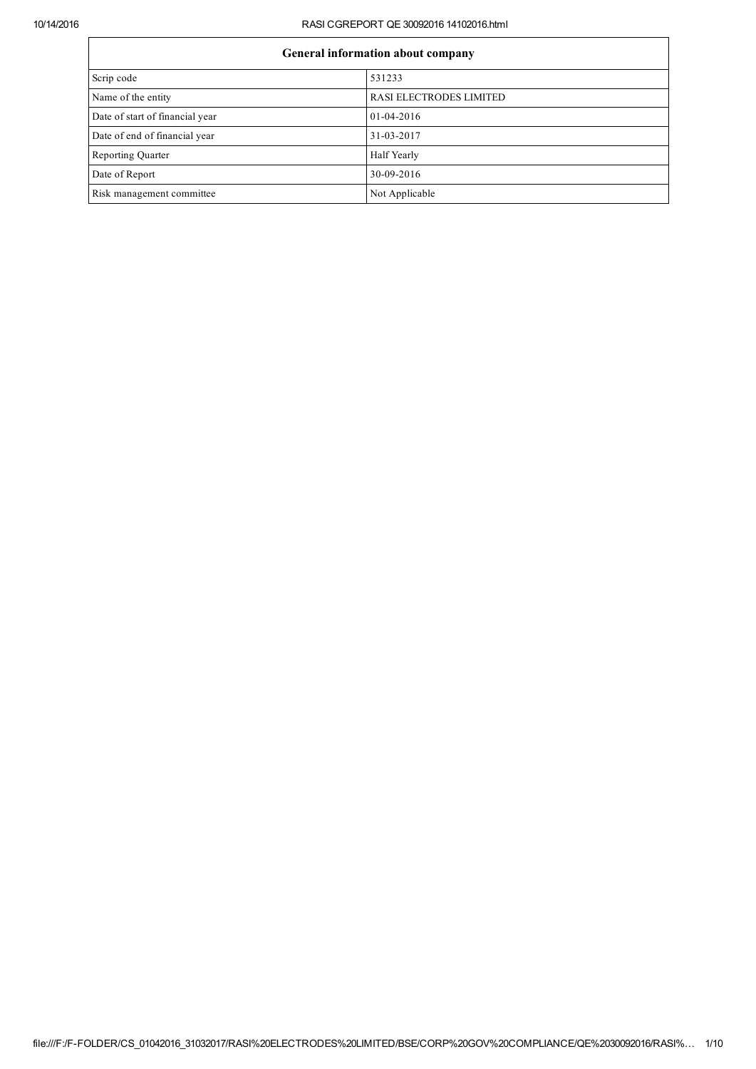| General information about company | |
|---|---|
| Scrip code | 531233 |
| Name of the entity | RASI ELECTRODES LIMITED |
| Date of start of financial year | 01-04-2016 |
| Date of end of financial year | 31-03-2017 |
| Reporting Quarter | Half Yearly |
| Date of Report | 30-09-2016 |
| Risk management committee | Not Applicable |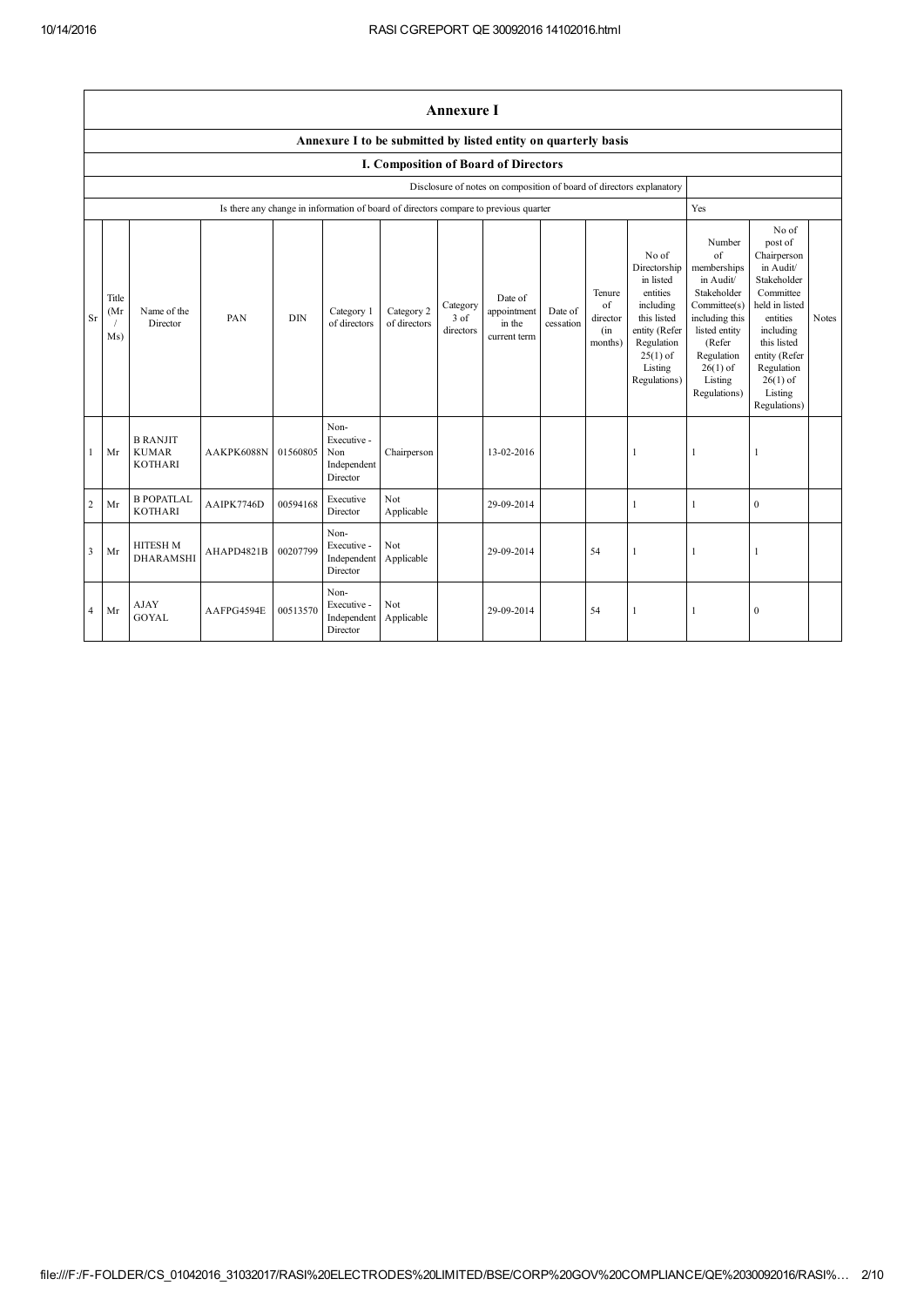## Annexure I

### Annexure I to be submitted by listed entity on quarterly basis

### I. Composition of Board of Directors

| Disclosure of notes on composition of board of directors explanatory | |
|---|---|
| Is there any change in information of board of directors compare to previous quarter | Yes |

| Sr | Title (Mr / Ms) | Name of the Director | PAN | DIN | Category 1 of directors | Category 2 of directors | Category 3 of directors | Date of appointment in the current term | Date of cessation | Tenure of director (in months) | No of Directorship in listed entities including this listed entity (Refer Regulation 25(1) of Listing Regulations) | Number of memberships in Audit/ Stakeholder Committee(s) including this listed entity (Refer Regulation 26(1) of Listing Regulations) | No of post of Chairperson in Audit/ Stakeholder Committee held in listed entities including this listed entity (Refer Regulation 26(1) of Listing Regulations) | Notes |
|---|---|---|---|---|---|---|---|---|---|---|---|---|---|---|
| 1 | Mr | B RANJIT KUMAR KOTHARI | AAKPK6088N | 01560805 | Non-Executive - Non Independent Director | Chairperson | | 13-02-2016 | | | 1 | 1 | 1 | |
| 2 | Mr | B POPATLAL KOTHARI | AAIPK7746D | 00594168 | Executive Director | Not Applicable | | 29-09-2014 | | | 1 | 1 | 0 | |
| 3 | Mr | HITESH M DHARAMSHI | AHAPD4821B | 00207799 | Non-Executive - Independent Director | Not Applicable | | 29-09-2014 | | 54 | 1 | 1 | 1 | |
| 4 | Mr | AJAY GOYAL | AAFPG4594E | 00513570 | Non-Executive - Independent Director | Not Applicable | | 29-09-2014 | | 54 | 1 | 1 | 0 | |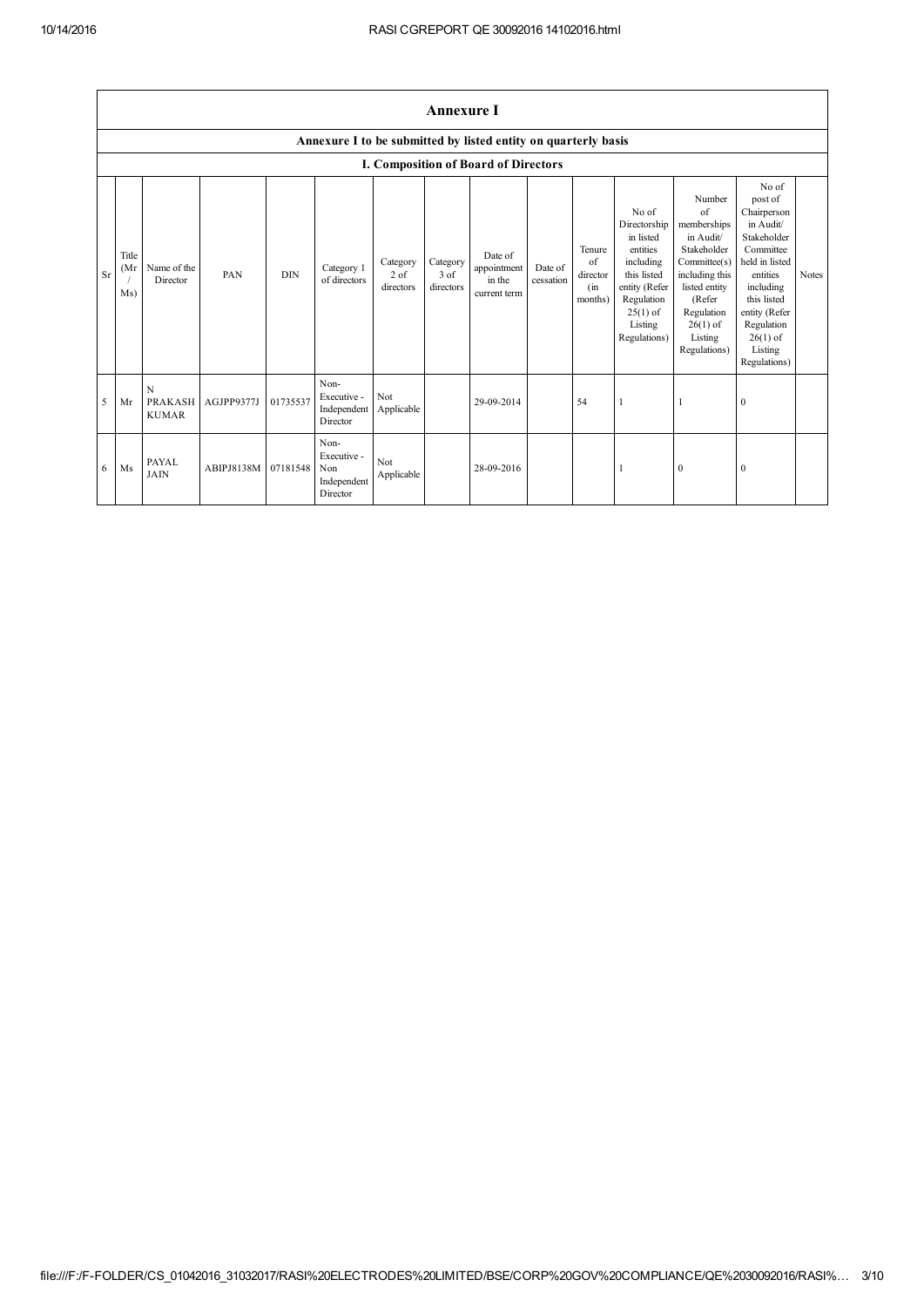| Annexure I | | | | | | | | | | | | | | |
|---|---|---|---|---|---|---|---|---|---|---|---|---|---|---|
| Annexure I to be submitted by listed entity on quarterly basis | | | | | | | | | | | | | | |
| I. Composition of Board of Directors | | | | | | | | | | | | | | |
| Sr | Title (Mr / Ms) | Name of the Director | PAN | DIN | Category 1 of directors | Category 2 of directors | Category 3 of directors | Date of appointment in the current term | Date of cessation | Tenure of director (in months) | No of Directorship in listed entities including this listed entity (Refer Regulation 25(1) of Listing Regulations) | Number of memberships in Audit/ Stakeholder Committee(s) including this listed entity (Refer Regulation 26(1) of Listing Regulations) | No of post of Chairperson in Audit/ Stakeholder Committee held in listed entities including this listed entity (Refer Regulation 26(1) of Listing Regulations) | Notes |
| 5 | Mr | N PRAKASH KUMAR | AGJPP9377J | 01735537 | Non-Executive - Independent Director | Not Applicable | | 29-09-2014 | | 54 | 1 | 1 | 0 | |
| 6 | Ms | PAYAL JAIN | ABIPJ8138M | 07181548 | Non-Executive - Non Independent Director | Not Applicable | | 28-09-2016 | | | 1 | 0 | 0 | |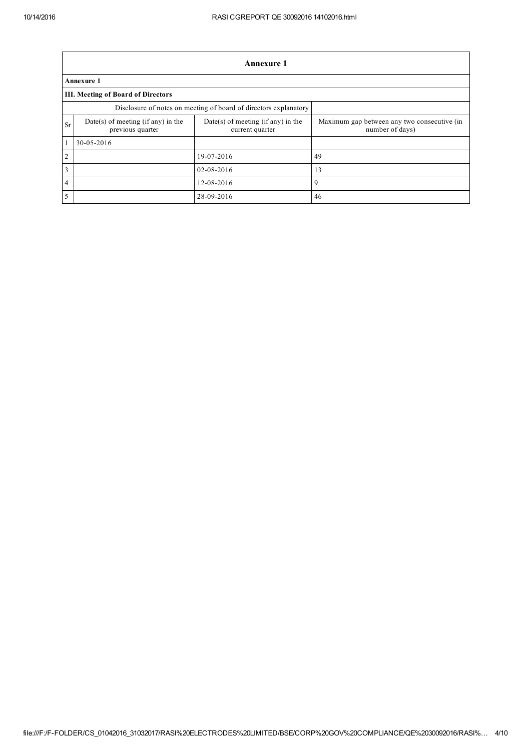| Annexure 1 | | | |
|---|---|---|---|
| **Annexure 1** | | | |
| **III. Meeting of Board of Directors** | | | |
| Disclosure of notes on meeting of board of directors explanatory | | | |
| Sr | Date(s) of meeting (if any) in the previous quarter | Date(s) of meeting (if any) in the current quarter | Maximum gap between any two consecutive (in number of days) |
| 1 | 30-05-2016 | | |
| 2 | | 19-07-2016 | 49 |
| 3 | | 02-08-2016 | 13 |
| 4 | | 12-08-2016 | 9 |
| 5 | | 28-09-2016 | 46 |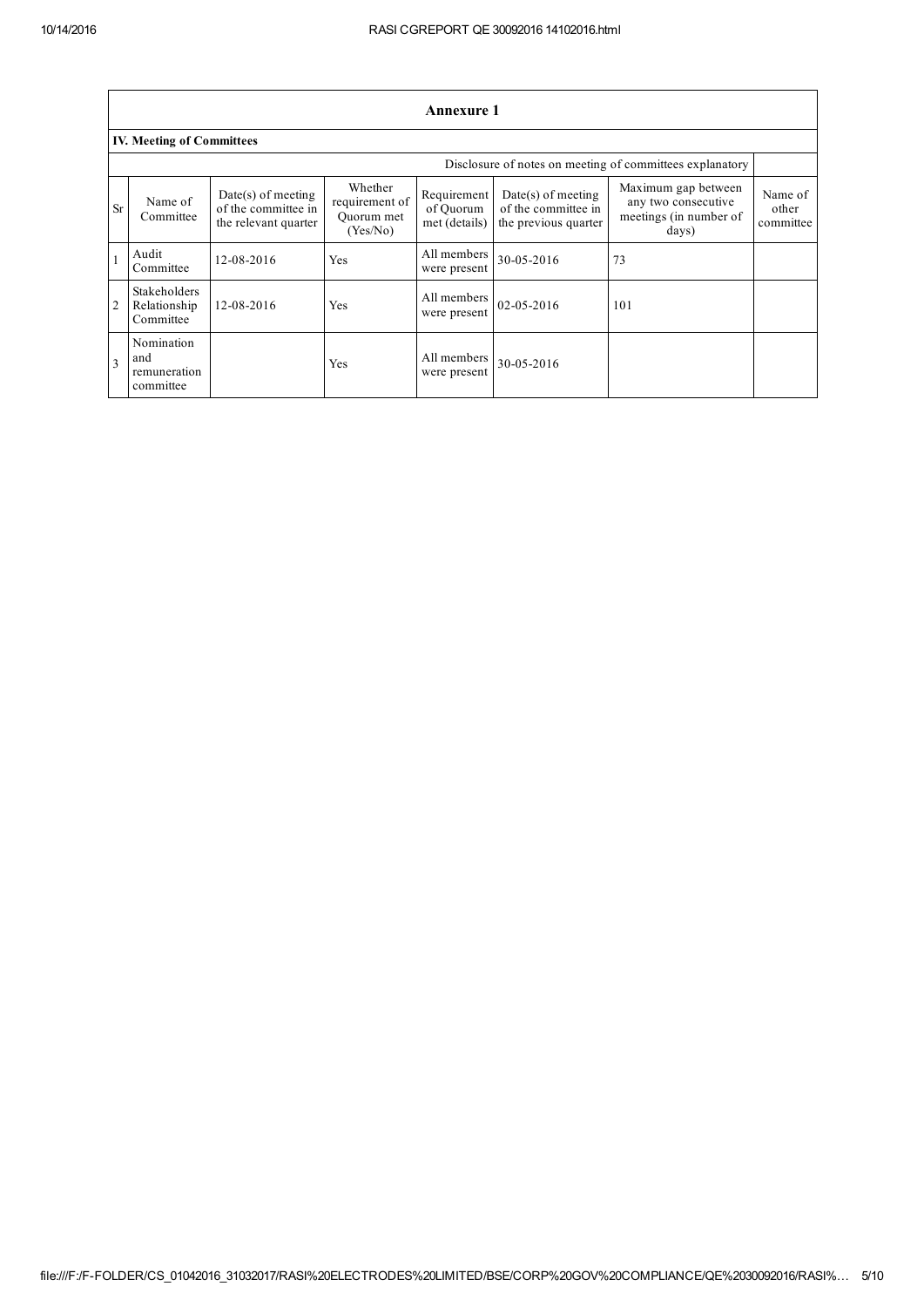## Annexure 1

### IV. Meeting of Committees

| | | | | | | Disclosure of notes on meeting of committees explanatory | |
|---|---|---|---|---|---|---|---|
| Sr | Name of Committee | Date(s) of meeting of the committee in the relevant quarter | Whether requirement of Quorum met (Yes/No) | Requirement of Quorum met (details) | Date(s) of meeting of the committee in the previous quarter | Maximum gap between any two consecutive meetings (in number of days) | Name of other committee |
| 1 | Audit Committee | 12-08-2016 | Yes | All members were present | 30-05-2016 | 73 | |
| 2 | Stakeholders Relationship Committee | 12-08-2016 | Yes | All members were present | 02-05-2016 | 101 | |
| 3 | Nomination and remuneration committee | | Yes | All members were present | 30-05-2016 | | |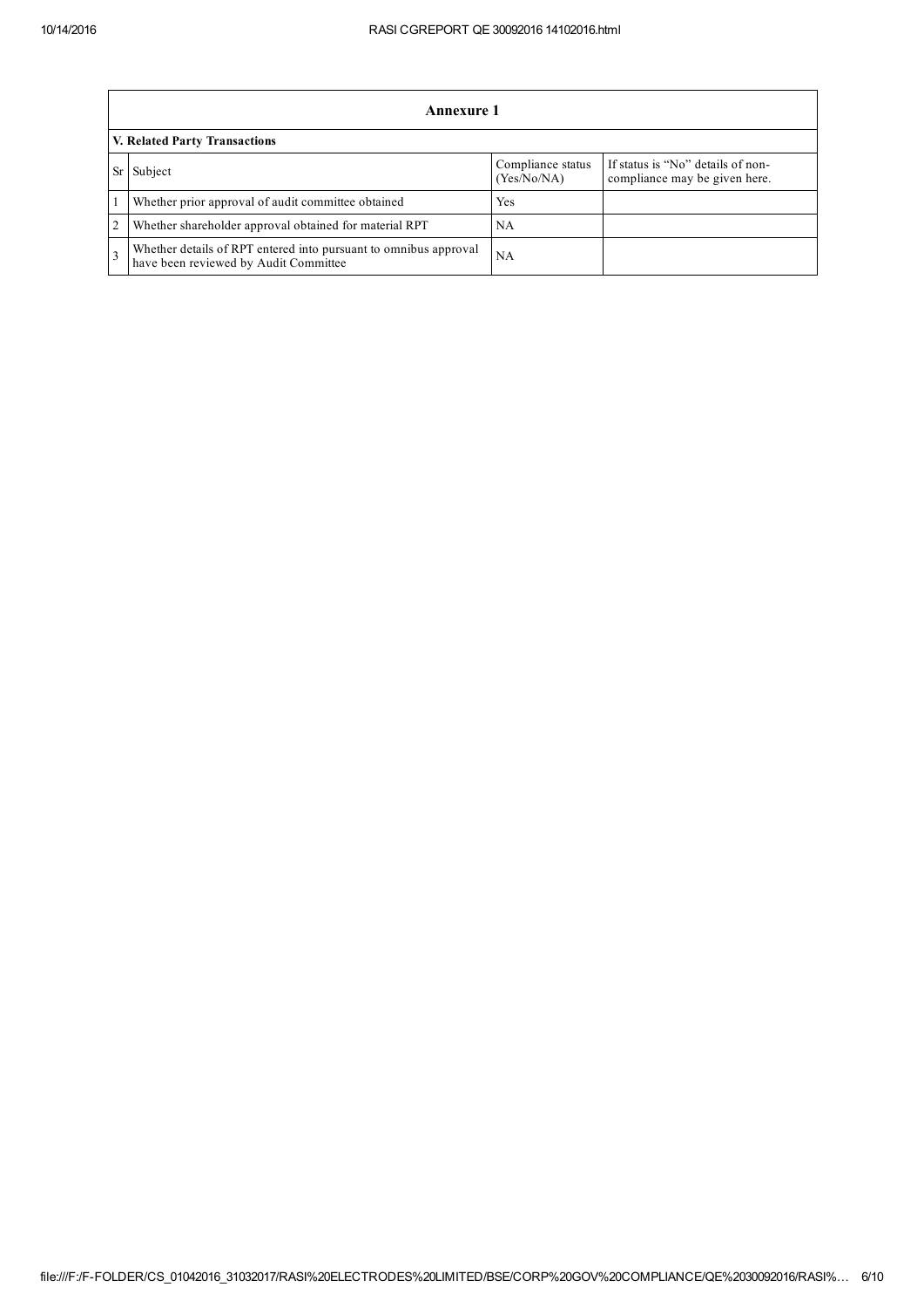## Annexure 1

### V. Related Party Transactions

| Sr | Subject | Compliance status (Yes/No/NA) | If status is "No" details of non-compliance may be given here. |
|---|---|---|---|
| 1 | Whether prior approval of audit committee obtained | Yes | |
| 2 | Whether shareholder approval obtained for material RPT | NA | |
| 3 | Whether details of RPT entered into pursuant to omnibus approval have been reviewed by Audit Committee | NA | |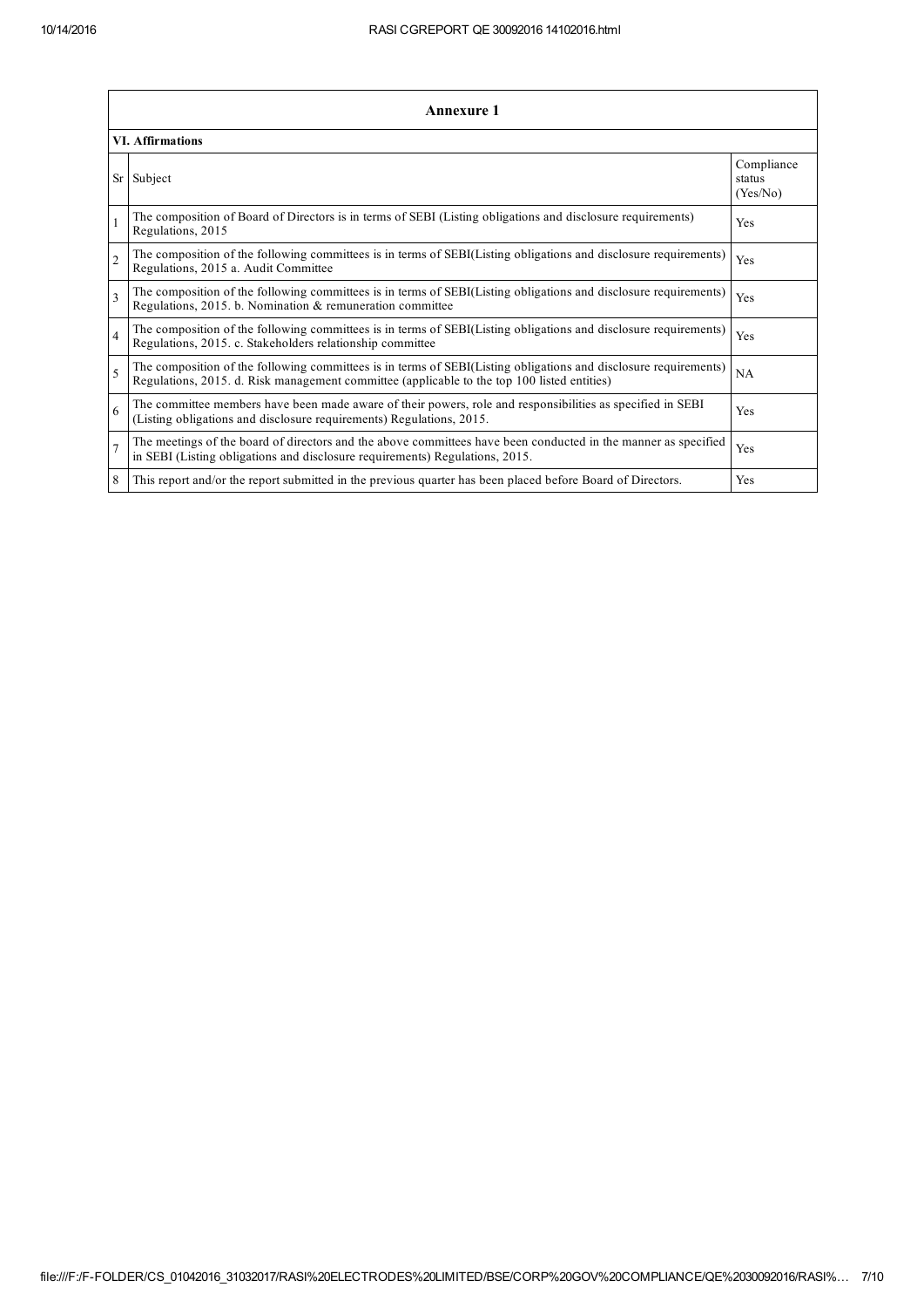## Annexure 1

### VI. Affirmations

| Sr | Subject | Compliance status (Yes/No) |
|---|---|---|
| 1 | The composition of Board of Directors is in terms of SEBI (Listing obligations and disclosure requirements) Regulations, 2015 | Yes |
| 2 | The composition of the following committees is in terms of SEBI(Listing obligations and disclosure requirements) Regulations, 2015 a. Audit Committee | Yes |
| 3 | The composition of the following committees is in terms of SEBI(Listing obligations and disclosure requirements) Regulations, 2015. b. Nomination & remuneration committee | Yes |
| 4 | The composition of the following committees is in terms of SEBI(Listing obligations and disclosure requirements) Regulations, 2015. c. Stakeholders relationship committee | Yes |
| 5 | The composition of the following committees is in terms of SEBI(Listing obligations and disclosure requirements) Regulations, 2015. d. Risk management committee (applicable to the top 100 listed entities) | NA |
| 6 | The committee members have been made aware of their powers, role and responsibilities as specified in SEBI (Listing obligations and disclosure requirements) Regulations, 2015. | Yes |
| 7 | The meetings of the board of directors and the above committees have been conducted in the manner as specified in SEBI (Listing obligations and disclosure requirements) Regulations, 2015. | Yes |
| 8 | This report and/or the report submitted in the previous quarter has been placed before Board of Directors. | Yes |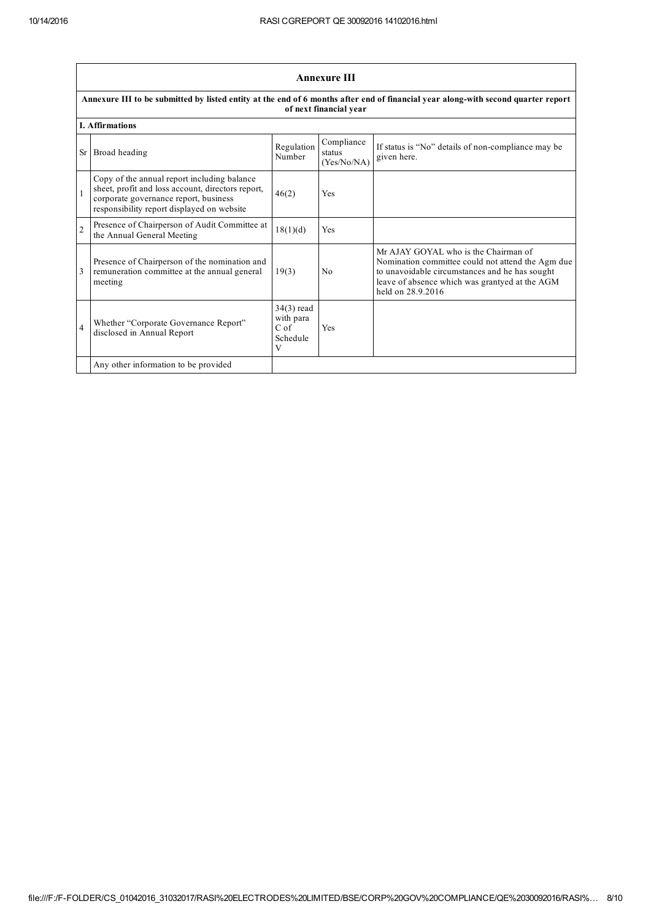## Annexure III

**Annexure III to be submitted by listed entity at the end of 6 months after end of financial year along-with second quarter report of next financial year**

**I. Affirmations**

| Sr | Broad heading | Regulation Number | Compliance status (Yes/No/NA) | If status is "No" details of non-compliance may be given here. |
|---|---|---|---|---|
| 1 | Copy of the annual report including balance sheet, profit and loss account, directors report, corporate governance report, business responsibility report displayed on website | 46(2) | Yes | |
| 2 | Presence of Chairperson of Audit Committee at the Annual General Meeting | 18(1)(d) | Yes | |
| 3 | Presence of Chairperson of the nomination and remuneration committee at the annual general meeting | 19(3) | No | Mr AJAY GOYAL who is the Chairman of Nomination committee could not attend the Agm due to unavoidable circumstances and he has sought leave of absence which was grantyed at the AGM held on 28.9.2016 |
| 4 | Whether "Corporate Governance Report" disclosed in Annual Report | 34(3) read with para C of Schedule V | Yes | |
| | Any other information to be provided | | | |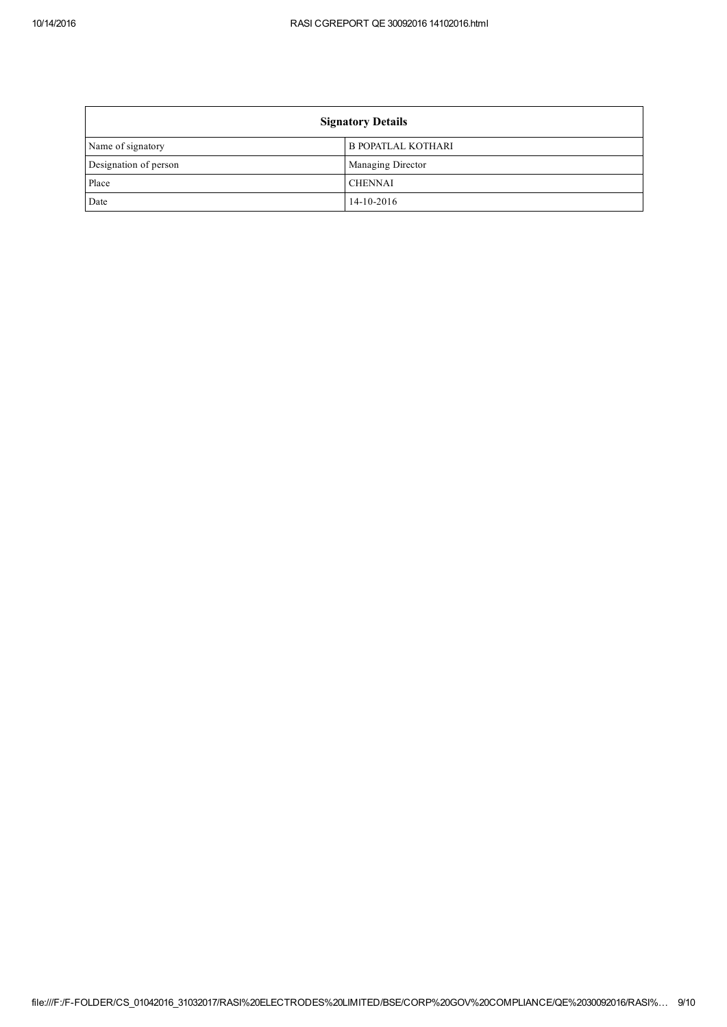| Signatory Details | |
|---|---|
| Name of signatory | B POPATLAL KOTHARI |
| Designation of person | Managing Director |
| Place | CHENNAI |
| Date | 14-10-2016 |